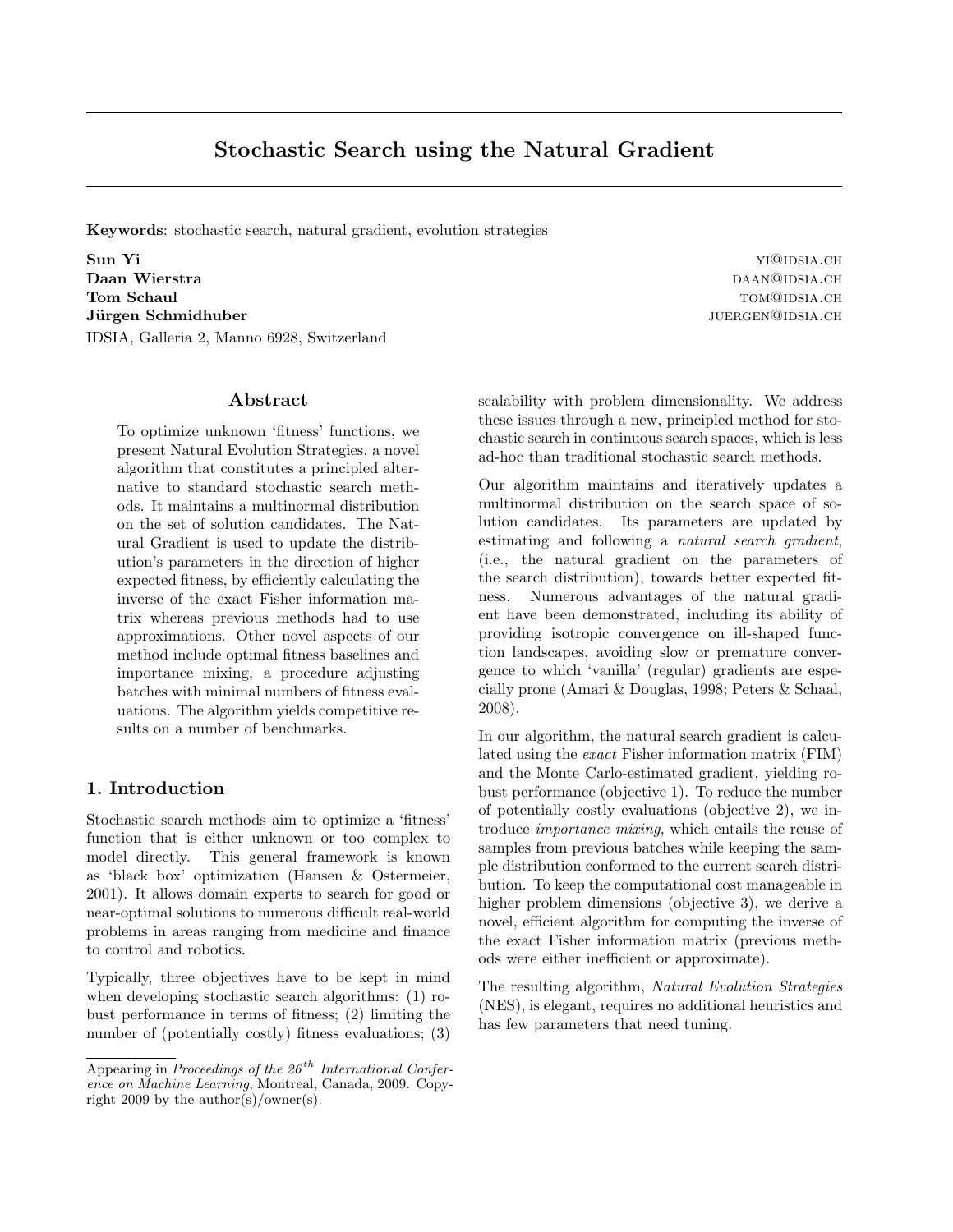# Stochastic Search using the Natural Gradient

**Keywords**: stochastic search, natural gradient, evolution strategies

**Sun Yi** YI@IDSIA.CH
**Daan Wierstra** DAAN@IDSIA.CH
**Tom Schaul** TOM@IDSIA.CH
**Jürgen Schmidhuber** JUERGEN@IDSIA.CH
IDSIA, Galleria 2, Manno 6928, Switzerland

## Abstract

To optimize unknown 'fitness' functions, we present Natural Evolution Strategies, a novel algorithm that constitutes a principled alternative to standard stochastic search methods. It maintains a multinormal distribution on the set of solution candidates. The Natural Gradient is used to update the distribution's parameters in the direction of higher expected fitness, by efficiently calculating the inverse of the exact Fisher information matrix whereas previous methods had to use approximations. Other novel aspects of our method include optimal fitness baselines and importance mixing, a procedure adjusting batches with minimal numbers of fitness evaluations. The algorithm yields competitive results on a number of benchmarks.

## 1. Introduction

Stochastic search methods aim to optimize a 'fitness' function that is either unknown or too complex to model directly. This general framework is known as 'black box' optimization (Hansen & Ostermeier, 2001). It allows domain experts to search for good or near-optimal solutions to numerous difficult real-world problems in areas ranging from medicine and finance to control and robotics.

Typically, three objectives have to be kept in mind when developing stochastic search algorithms: (1) robust performance in terms of fitness; (2) limiting the number of (potentially costly) fitness evaluations; (3) scalability with problem dimensionality. We address these issues through a new, principled method for stochastic search in continuous search spaces, which is less ad-hoc than traditional stochastic search methods.

Our algorithm maintains and iteratively updates a multinormal distribution on the search space of solution candidates. Its parameters are updated by estimating and following a *natural search gradient*, (i.e., the natural gradient on the parameters of the search distribution), towards better expected fitness. Numerous advantages of the natural gradient have been demonstrated, including its ability of providing isotropic convergence on ill-shaped function landscapes, avoiding slow or premature convergence to which 'vanilla' (regular) gradients are especially prone (Amari & Douglas, 1998; Peters & Schaal, 2008).

In our algorithm, the natural search gradient is calculated using the *exact* Fisher information matrix (FIM) and the Monte Carlo-estimated gradient, yielding robust performance (objective 1). To reduce the number of potentially costly evaluations (objective 2), we introduce *importance mixing*, which entails the reuse of samples from previous batches while keeping the sample distribution conformed to the current search distribution. To keep the computational cost manageable in higher problem dimensions (objective 3), we derive a novel, efficient algorithm for computing the inverse of the exact Fisher information matrix (previous methods were either inefficient or approximate).

The resulting algorithm, *Natural Evolution Strategies* (NES), is elegant, requires no additional heuristics and has few parameters that need tuning.

Appearing in *Proceedings of the 26^th International Conference on Machine Learning*, Montreal, Canada, 2009. Copyright 2009 by the author(s)/owner(s).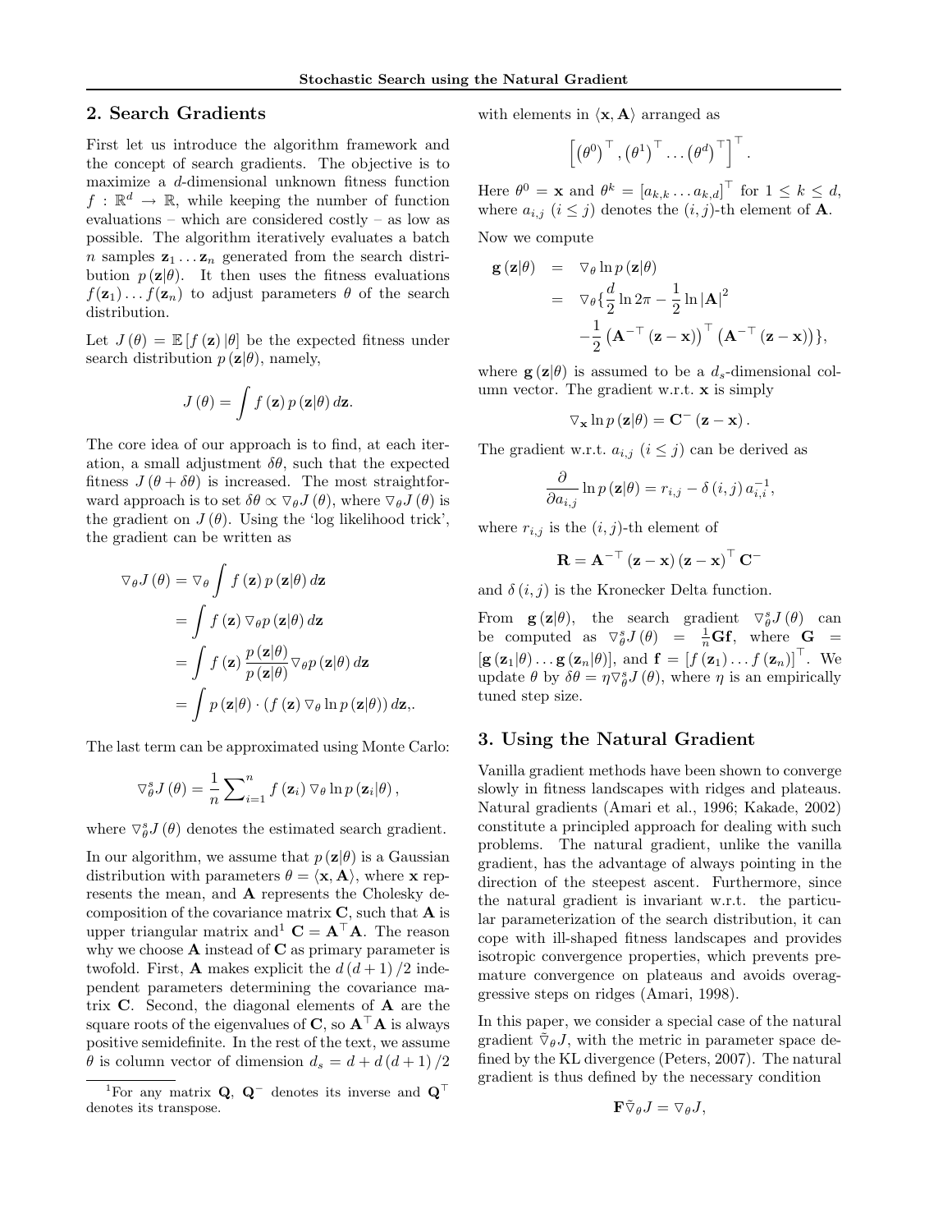## 2. Search Gradients

First let us introduce the algorithm framework and the concept of search gradients. The objective is to maximize a $d$-dimensional unknown fitness function $f : \mathbb{R}^d \to \mathbb{R}$, while keeping the number of function evaluations – which are considered costly – as low as possible. The algorithm iteratively evaluates a batch $n$ samples $\mathbf{z}_1 \ldots \mathbf{z}_n$ generated from the search distribution $p(\mathbf{z}|\theta)$. It then uses the fitness evaluations $f(\mathbf{z}_1) \ldots f(\mathbf{z}_n)$ to adjust parameters $\theta$ of the search distribution.

Let $J(\theta) = \mathbb{E}[f(\mathbf{z})|\theta]$ be the expected fitness under search distribution $p(\mathbf{z}|\theta)$, namely,

$$J(\theta) = \int f(\mathbf{z})\, p(\mathbf{z}|\theta)\, d\mathbf{z}.$$

The core idea of our approach is to find, at each iteration, a small adjustment $\delta\theta$, such that the expected fitness $J(\theta + \delta\theta)$ is increased. The most straightforward approach is to set $\delta\theta \propto \bigtriangledown_\theta J(\theta)$, where $\bigtriangledown_\theta J(\theta)$ is the gradient on $J(\theta)$. Using the 'log likelihood trick', the gradient can be written as

$$\begin{aligned}
\bigtriangledown_\theta J(\theta) &= \bigtriangledown_\theta \int f(\mathbf{z})\, p(\mathbf{z}|\theta)\, d\mathbf{z} \\
&= \int f(\mathbf{z})\, \bigtriangledown_\theta p(\mathbf{z}|\theta)\, d\mathbf{z} \\
&= \int f(\mathbf{z})\, \frac{p(\mathbf{z}|\theta)}{p(\mathbf{z}|\theta)} \bigtriangledown_\theta p(\mathbf{z}|\theta)\, d\mathbf{z} \\
&= \int p(\mathbf{z}|\theta) \cdot \left(f(\mathbf{z})\, \bigtriangledown_\theta \ln p(\mathbf{z}|\theta)\right) d\mathbf{z},.
\end{aligned}$$

The last term can be approximated using Monte Carlo:

$$\bigtriangledown_\theta^s J(\theta) = \frac{1}{n} \sum\nolimits_{i=1}^{n} f(\mathbf{z}_i)\, \bigtriangledown_\theta \ln p(\mathbf{z}_i|\theta),$$

where $\bigtriangledown_\theta^s J(\theta)$ denotes the estimated search gradient.

In our algorithm, we assume that $p(\mathbf{z}|\theta)$ is a Gaussian distribution with parameters $\theta = \langle \mathbf{x}, \mathbf{A} \rangle$, where $\mathbf{x}$ represents the mean, and $\mathbf{A}$ represents the Cholesky decomposition of the covariance matrix $\mathbf{C}$, such that $\mathbf{A}$ is upper triangular matrix and[1] $\mathbf{C} = \mathbf{A}^\top \mathbf{A}$. The reason why we choose $\mathbf{A}$ instead of $\mathbf{C}$ as primary parameter is twofold. First, $\mathbf{A}$ makes explicit the $d(d+1)/2$ independent parameters determining the covariance matrix $\mathbf{C}$. Second, the diagonal elements of $\mathbf{A}$ are the square roots of the eigenvalues of $\mathbf{C}$, so $\mathbf{A}^\top \mathbf{A}$ is always positive semidefinite. In the rest of the text, we assume $\theta$ is column vector of dimension $d_s = d + d(d+1)/2$ with elements in $\langle \mathbf{x}, \mathbf{A} \rangle$ arranged as

$$\left[ \left(\theta^0\right)^\top, \left(\theta^1\right)^\top \ldots \left(\theta^d\right)^\top \right]^\top.$$

Here $\theta^0 = \mathbf{x}$ and $\theta^k = \left[a_{k,k} \ldots a_{k,d}\right]^\top$ for $1 \le k \le d$, where $a_{i,j}$ $(i \le j)$ denotes the $(i,j)$-th element of $\mathbf{A}$.

Now we compute

$$\begin{aligned}
\mathbf{g}(\mathbf{z}|\theta) &= \bigtriangledown_\theta \ln p(\mathbf{z}|\theta) \\
&= \bigtriangledown_\theta \Big\{ \frac{d}{2} \ln 2\pi - \frac{1}{2} \ln |\mathbf{A}|^2 \\
&\quad - \frac{1}{2} \left(\mathbf{A}^{-\top}(\mathbf{z} - \mathbf{x})\right)^\top \left(\mathbf{A}^{-\top}(\mathbf{z} - \mathbf{x})\right) \Big\},
\end{aligned}$$

where $\mathbf{g}(\mathbf{z}|\theta)$ is assumed to be a $d_s$-dimensional column vector. The gradient w.r.t. $\mathbf{x}$ is simply

$$\bigtriangledown_\mathbf{x} \ln p(\mathbf{z}|\theta) = \mathbf{C}^{-}(\mathbf{z} - \mathbf{x}).$$

The gradient w.r.t. $a_{i,j}$ $(i \le j)$ can be derived as

$$\frac{\partial}{\partial a_{i,j}} \ln p(\mathbf{z}|\theta) = r_{i,j} - \delta(i,j)\, a_{i,i}^{-1},$$

where $r_{i,j}$ is the $(i,j)$-th element of

$$\mathbf{R} = \mathbf{A}^{-\top}(\mathbf{z} - \mathbf{x})(\mathbf{z} - \mathbf{x})^\top \mathbf{C}^{-}$$

and $\delta(i,j)$ is the Kronecker Delta function.

From $\mathbf{g}(\mathbf{z}|\theta)$, the search gradient $\bigtriangledown_\theta^s J(\theta)$ can be computed as $\bigtriangledown_\theta^s J(\theta) = \frac{1}{n}\mathbf{G}\mathbf{f}$, where $\mathbf{G} = [\mathbf{g}(\mathbf{z}_1|\theta) \ldots \mathbf{g}(\mathbf{z}_n|\theta)]$, and $\mathbf{f} = [f(\mathbf{z}_1) \ldots f(\mathbf{z}_n)]^\top$. We update $\theta$ by $\delta\theta = \eta \bigtriangledown_\theta^s J(\theta)$, where $\eta$ is an empirically tuned step size.

## 3. Using the Natural Gradient

Vanilla gradient methods have been shown to converge slowly in fitness landscapes with ridges and plateaus. Natural gradients (Amari et al., 1996; Kakade, 2002) constitute a principled approach for dealing with such problems. The natural gradient, unlike the vanilla gradient, has the advantage of always pointing in the direction of the steepest ascent. Furthermore, since the natural gradient is invariant w.r.t. the particular parameterization of the search distribution, it can cope with ill-shaped fitness landscapes and provides isotropic convergence properties, which prevents premature convergence on plateaus and avoids overaggressive steps on ridges (Amari, 1998).

In this paper, we consider a special case of the natural gradient $\tilde{\bigtriangledown}_\theta J$, with the metric in parameter space defined by the KL divergence (Peters, 2007). The natural gradient is thus defined by the necessary condition

$$\mathbf{F} \tilde{\bigtriangledown}_\theta J = \bigtriangledown_\theta J,$$

[1] For any matrix $\mathbf{Q}$, $\mathbf{Q}^{-}$ denotes its inverse and $\mathbf{Q}^\top$ denotes its transpose.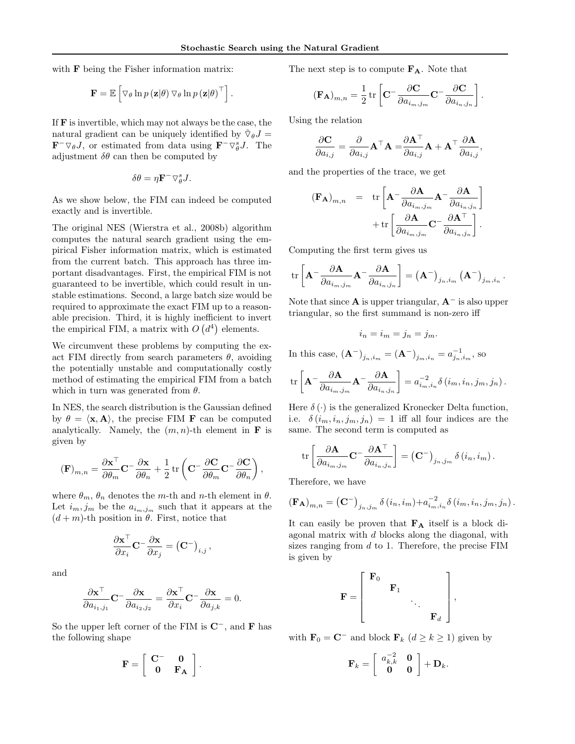with $\mathbf{F}$ being the Fisher information matrix:

$$\mathbf{F} = \mathbb{E}\left[\nabla_\theta \ln p\left(\mathbf{z}|\theta\right) \nabla_\theta \ln p\left(\mathbf{z}|\theta\right)^\top\right].$$

If $\mathbf{F}$ is invertible, which may not always be the case, the natural gradient can be uniquely identified by $\tilde{\nabla}_\theta J = \mathbf{F}^{-}\nabla_\theta J$, or estimated from data using $\mathbf{F}^{-}\nabla_\theta^s J$. The adjustment $\delta\theta$ can then be computed by

$$\delta\theta = \eta \mathbf{F}^{-}\nabla_\theta^s J.$$

As we show below, the FIM can indeed be computed exactly and is invertible.

The original NES (Wierstra et al., 2008b) algorithm computes the natural search gradient using the empirical Fisher information matrix, which is estimated from the current batch. This approach has three important disadvantages. First, the empirical FIM is not guaranteed to be invertible, which could result in unstable estimations. Second, a large batch size would be required to approximate the exact FIM up to a reasonable precision. Third, it is highly inefficient to invert the empirical FIM, a matrix with $O\left(d^4\right)$ elements.

We circumvent these problems by computing the exact FIM directly from search parameters $\theta$, avoiding the potentially unstable and computationally costly method of estimating the empirical FIM from a batch which in turn was generated from $\theta$.

In NES, the search distribution is the Gaussian defined by $\theta = \langle \mathbf{x}, \mathbf{A}\rangle$, the precise FIM $\mathbf{F}$ can be computed analytically. Namely, the $(m,n)$-th element in $\mathbf{F}$ is given by

$$(\mathbf{F})_{m,n} = \frac{\partial \mathbf{x}^\top}{\partial \theta_m}\mathbf{C}^{-}\frac{\partial \mathbf{x}}{\partial \theta_n} + \frac{1}{2}\operatorname{tr}\left(\mathbf{C}^{-}\frac{\partial \mathbf{C}}{\partial \theta_m}\mathbf{C}^{-}\frac{\partial \mathbf{C}}{\partial \theta_n}\right),$$

where $\theta_m$, $\theta_n$ denotes the $m$-th and $n$-th element in $\theta$. Let $i_m, j_m$ be the $a_{i_m,j_m}$ such that it appears at the $(d+m)$-th position in $\theta$. First, notice that

$$\frac{\partial \mathbf{x}^\top}{\partial x_i}\mathbf{C}^{-}\frac{\partial \mathbf{x}}{\partial x_j} = \left(\mathbf{C}^{-}\right)_{i,j},$$

and

$$\frac{\partial \mathbf{x}^\top}{\partial a_{i_1,j_1}}\mathbf{C}^{-}\frac{\partial \mathbf{x}}{\partial a_{i_2,j_2}} = \frac{\partial \mathbf{x}^\top}{\partial x_i}\mathbf{C}^{-}\frac{\partial \mathbf{x}}{\partial a_{j,k}} = 0.$$

So the upper left corner of the FIM is $\mathbf{C}^{-}$, and $\mathbf{F}$ has the following shape

$$\mathbf{F} = \left[\begin{array}{cc} \mathbf{C}^{-} & \mathbf{0} \\ \mathbf{0} & \mathbf{F_A} \end{array}\right].$$

The next step is to compute $\mathbf{F_A}$. Note that

$$(\mathbf{F_A})_{m,n} = \frac{1}{2}\operatorname{tr}\left[\mathbf{C}^{-}\frac{\partial \mathbf{C}}{\partial a_{i_m,j_m}}\mathbf{C}^{-}\frac{\partial \mathbf{C}}{\partial a_{i_n,j_n}}\right].$$

Using the relation

$$\frac{\partial \mathbf{C}}{\partial a_{i,j}} = \frac{\partial}{\partial a_{i,j}}\mathbf{A}^\top\mathbf{A} = \frac{\partial \mathbf{A}^\top}{\partial a_{i,j}}\mathbf{A} + \mathbf{A}^\top\frac{\partial \mathbf{A}}{\partial a_{i,j}},$$

and the properties of the trace, we get

$$\begin{aligned}(\mathbf{F_A})_{m,n} &= \operatorname{tr}\left[\mathbf{A}^{-}\frac{\partial \mathbf{A}}{\partial a_{i_m,j_m}}\mathbf{A}^{-}\frac{\partial \mathbf{A}}{\partial a_{i_n,j_n}}\right] \\ &\quad + \operatorname{tr}\left[\frac{\partial \mathbf{A}}{\partial a_{i_m,j_m}}\mathbf{C}^{-}\frac{\partial \mathbf{A}^\top}{\partial a_{i_n,j_n}}\right].\end{aligned}$$

Computing the first term gives us

$$\operatorname{tr}\left[\mathbf{A}^{-}\frac{\partial \mathbf{A}}{\partial a_{i_m,j_m}}\mathbf{A}^{-}\frac{\partial \mathbf{A}}{\partial a_{i_n,j_n}}\right] = \left(\mathbf{A}^{-}\right)_{j_n,i_m}\left(\mathbf{A}^{-}\right)_{j_m,i_n}.$$

Note that since $\mathbf{A}$ is upper triangular, $\mathbf{A}^{-}$ is also upper triangular, so the first summand is non-zero iff

$$i_n = i_m = j_n = j_m.$$

In this case, $\left(\mathbf{A}^{-}\right)_{j_n,i_m} = \left(\mathbf{A}^{-}\right)_{j_m,i_n} = a_{j_n,i_m}^{-1}$, so

$$\operatorname{tr}\left[\mathbf{A}^{-}\frac{\partial \mathbf{A}}{\partial a_{i_m,j_m}}\mathbf{A}^{-}\frac{\partial \mathbf{A}}{\partial a_{i_n,j_n}}\right] = a_{i_m,i_n}^{-2}\,\delta\left(i_m, i_n, j_m, j_n\right).$$

Here $\delta\left(\cdot\right)$ is the generalized Kronecker Delta function, i.e. $\delta\left(i_m, i_n, j_m, j_n\right) = 1$ iff all four indices are the same. The second term is computed as

$$\operatorname{tr}\left[\frac{\partial \mathbf{A}}{\partial a_{i_m,j_m}}\mathbf{C}^{-}\frac{\partial \mathbf{A}^\top}{\partial a_{i_n,j_n}}\right] = \left(\mathbf{C}^{-}\right)_{j_n,j_m}\delta\left(i_n, i_m\right).$$

Therefore, we have

$$(\mathbf{F_A})_{m,n} = \left(\mathbf{C}^{-}\right)_{j_n,j_m}\delta\left(i_n, i_m\right) + a_{i_m,i_n}^{-2}\,\delta\left(i_m, i_n, j_m, j_n\right).$$

It can easily be proven that $\mathbf{F_A}$ itself is a block diagonal matrix with $d$ blocks along the diagonal, with sizes ranging from $d$ to 1. Therefore, the precise FIM is given by

$$\mathbf{F} = \left[\begin{array}{cccc} \mathbf{F}_0 & & & \\ & \mathbf{F}_1 & & \\ & & \ddots & \\ & & & \mathbf{F}_d \end{array}\right],$$

with $\mathbf{F}_0 = \mathbf{C}^{-}$ and block $\mathbf{F}_k$ ($d \geq k \geq 1$) given by

$$\mathbf{F}_k = \left[\begin{array}{cc} a_{k,k}^{-2} & \mathbf{0} \\ \mathbf{0} & \mathbf{0} \end{array}\right] + \mathbf{D}_k.$$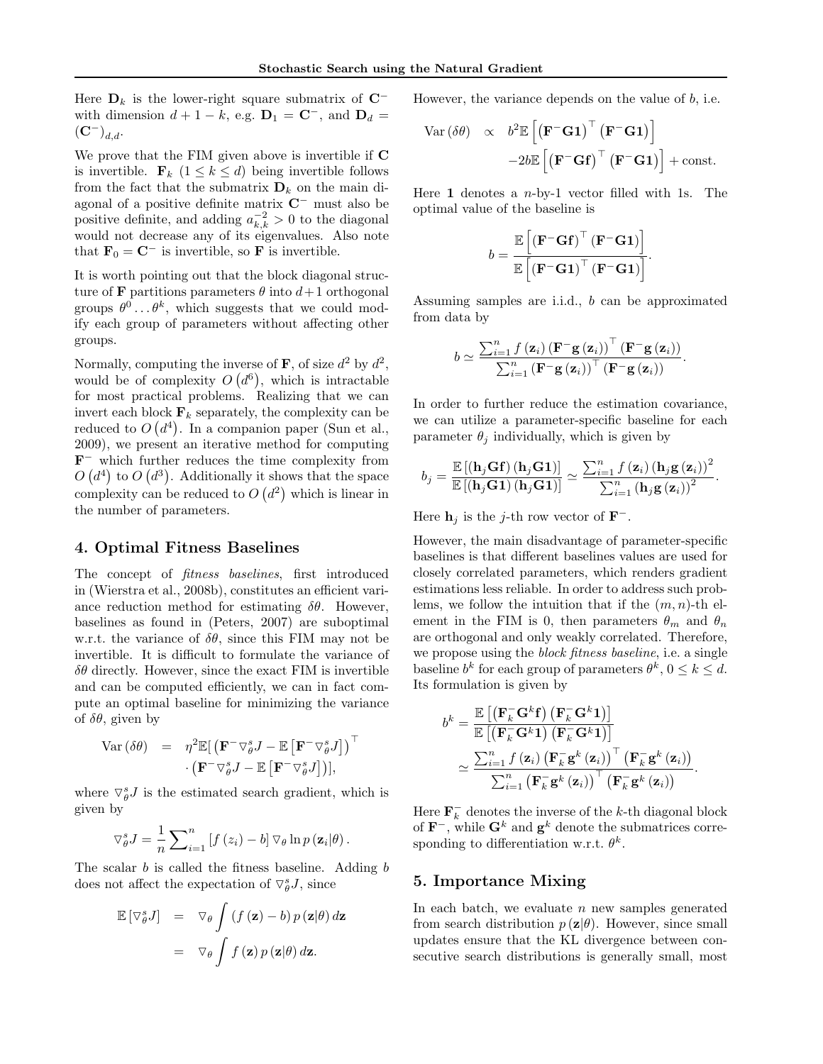Here $\mathbf{D}_k$ is the lower-right square submatrix of $\mathbf{C}^-$ with dimension $d+1-k$, e.g. $\mathbf{D}_1 = \mathbf{C}^-$, and $\mathbf{D}_d = (\mathbf{C}^-)_{d,d}$.

We prove that the FIM given above is invertible if $\mathbf{C}$ is invertible. $\mathbf{F}_k$ $(1 \le k \le d)$ being invertible follows from the fact that the submatrix $\mathbf{D}_k$ on the main diagonal of a positive definite matrix $\mathbf{C}^-$ must also be positive definite, and adding $a_{k,k}^{-2} > 0$ to the diagonal would not decrease any of its eigenvalues. Also note that $\mathbf{F}_0 = \mathbf{C}^-$ is invertible, so $\mathbf{F}$ is invertible.

It is worth pointing out that the block diagonal structure of $\mathbf{F}$ partitions parameters $\theta$ into $d+1$ orthogonal groups $\theta^0 \ldots \theta^k$, which suggests that we could modify each group of parameters without affecting other groups.

Normally, computing the inverse of $\mathbf{F}$, of size $d^2$ by $d^2$, would be of complexity $O(d^6)$, which is intractable for most practical problems. Realizing that we can invert each block $\mathbf{F}_k$ separately, the complexity can be reduced to $O(d^4)$. In a companion paper (Sun et al., 2009), we present an iterative method for computing $\mathbf{F}^-$ which further reduces the time complexity from $O(d^4)$ to $O(d^3)$. Additionally it shows that the space complexity can be reduced to $O(d^2)$ which is linear in the number of parameters.

## 4. Optimal Fitness Baselines

The concept of *fitness baselines*, first introduced in (Wierstra et al., 2008b), constitutes an efficient variance reduction method for estimating $\delta\theta$. However, baselines as found in (Peters, 2007) are suboptimal w.r.t. the variance of $\delta\theta$, since this FIM may not be invertible. It is difficult to formulate the variance of $\delta\theta$ directly. However, since the exact FIM is invertible and can be computed efficiently, we can in fact compute an optimal baseline for minimizing the variance of $\delta\theta$, given by

$$
\begin{aligned}
\mathrm{Var}(\delta\theta) &= \eta^2 \mathbb{E}[\left(\mathbf{F}^- \triangledown_\theta^s J - \mathbb{E}\left[\mathbf{F}^- \triangledown_\theta^s J\right]\right)^\top \\
&\quad \cdot \left(\mathbf{F}^- \triangledown_\theta^s J - \mathbb{E}\left[\mathbf{F}^- \triangledown_\theta^s J\right]\right)],
\end{aligned}
$$

where $\triangledown_\theta^s J$ is the estimated search gradient, which is given by

$$
\triangledown_\theta^s J = \frac{1}{n} \sum\nolimits_{i=1}^n \left[f(z_i) - b\right] \triangledown_\theta \ln p(\mathbf{z}_i|\theta).
$$

The scalar $b$ is called the fitness baseline. Adding $b$ does not affect the expectation of $\triangledown_\theta^s J$, since

$$
\begin{aligned}
\mathbb{E}\left[\triangledown_\theta^s J\right] &= \triangledown_\theta \int \left(f(\mathbf{z}) - b\right) p(\mathbf{z}|\theta)\, d\mathbf{z} \\
&= \triangledown_\theta \int f(\mathbf{z})\, p(\mathbf{z}|\theta)\, d\mathbf{z}.
\end{aligned}
$$

However, the variance depends on the value of $b$, i.e.

$$
\begin{aligned}
\mathrm{Var}(\delta\theta) \quad &\propto \quad b^2 \mathbb{E}\left[\left(\mathbf{F}^-\mathbf{G}\mathbf{1}\right)^\top \left(\mathbf{F}^-\mathbf{G}\mathbf{1}\right)\right] \\
&\quad -2b\mathbb{E}\left[\left(\mathbf{F}^-\mathbf{G}\mathbf{f}\right)^\top \left(\mathbf{F}^-\mathbf{G}\mathbf{1}\right)\right] + \text{const.}
\end{aligned}
$$

Here $\mathbf{1}$ denotes a $n$-by-1 vector filled with 1s. The optimal value of the baseline is

$$
b = \frac{\mathbb{E}\left[\left(\mathbf{F}^-\mathbf{G}\mathbf{f}\right)^\top \left(\mathbf{F}^-\mathbf{G}\mathbf{1}\right)\right]}{\mathbb{E}\left[\left(\mathbf{F}^-\mathbf{G}\mathbf{1}\right)^\top \left(\mathbf{F}^-\mathbf{G}\mathbf{1}\right)\right]}.
$$

Assuming samples are i.i.d., $b$ can be approximated from data by

$$
b \simeq \frac{\sum_{i=1}^n f(\mathbf{z}_i) \left(\mathbf{F}^-\mathbf{g}(\mathbf{z}_i)\right)^\top \left(\mathbf{F}^-\mathbf{g}(\mathbf{z}_i)\right)}{\sum_{i=1}^n \left(\mathbf{F}^-\mathbf{g}(\mathbf{z}_i)\right)^\top \left(\mathbf{F}^-\mathbf{g}(\mathbf{z}_i)\right)}.
$$

In order to further reduce the estimation covariance, we can utilize a parameter-specific baseline for each parameter $\theta_j$ individually, which is given by

$$
b_j = \frac{\mathbb{E}\left[(\mathbf{h}_j\mathbf{G}\mathbf{f})(\mathbf{h}_j\mathbf{G}\mathbf{1})\right]}{\mathbb{E}\left[(\mathbf{h}_j\mathbf{G}\mathbf{1})(\mathbf{h}_j\mathbf{G}\mathbf{1})\right]} \simeq \frac{\sum_{i=1}^n f(\mathbf{z}_i)\left(\mathbf{h}_j\mathbf{g}(\mathbf{z}_i)\right)^2}{\sum_{i=1}^n \left(\mathbf{h}_j\mathbf{g}(\mathbf{z}_i)\right)^2}.
$$

Here $\mathbf{h}_j$ is the $j$-th row vector of $\mathbf{F}^-$.

However, the main disadvantage of parameter-specific baselines is that different baselines values are used for closely correlated parameters, which renders gradient estimations less reliable. In order to address such problems, we follow the intuition that if the $(m,n)$-th element in the FIM is 0, then parameters $\theta_m$ and $\theta_n$ are orthogonal and only weakly correlated. Therefore, we propose using the *block fitness baseline*, i.e. a single baseline $b^k$ for each group of parameters $\theta^k$, $0 \le k \le d$. Its formulation is given by

$$
\begin{aligned}
b^k &= \frac{\mathbb{E}\left[\left(\mathbf{F}_k^-\mathbf{G}^k\mathbf{f}\right)\left(\mathbf{F}_k^-\mathbf{G}^k\mathbf{1}\right)\right]}{\mathbb{E}\left[\left(\mathbf{F}_k^-\mathbf{G}^k\mathbf{1}\right)\left(\mathbf{F}_k^-\mathbf{G}^k\mathbf{1}\right)\right]} \\
&\simeq \frac{\sum_{i=1}^n f(\mathbf{z}_i)\left(\mathbf{F}_k^-\mathbf{g}^k(\mathbf{z}_i)\right)^\top \left(\mathbf{F}_k^-\mathbf{g}^k(\mathbf{z}_i)\right)}{\sum_{i=1}^n \left(\mathbf{F}_k^-\mathbf{g}^k(\mathbf{z}_i)\right)^\top \left(\mathbf{F}_k^-\mathbf{g}^k(\mathbf{z}_i)\right)}.
\end{aligned}
$$

Here $\mathbf{F}_k^-$ denotes the inverse of the $k$-th diagonal block of $\mathbf{F}^-$, while $\mathbf{G}^k$ and $\mathbf{g}^k$ denote the submatrices corresponding to differentiation w.r.t. $\theta^k$.

## 5. Importance Mixing

In each batch, we evaluate $n$ new samples generated from search distribution $p(\mathbf{z}|\theta)$. However, since small updates ensure that the KL divergence between consecutive search distributions is generally small, most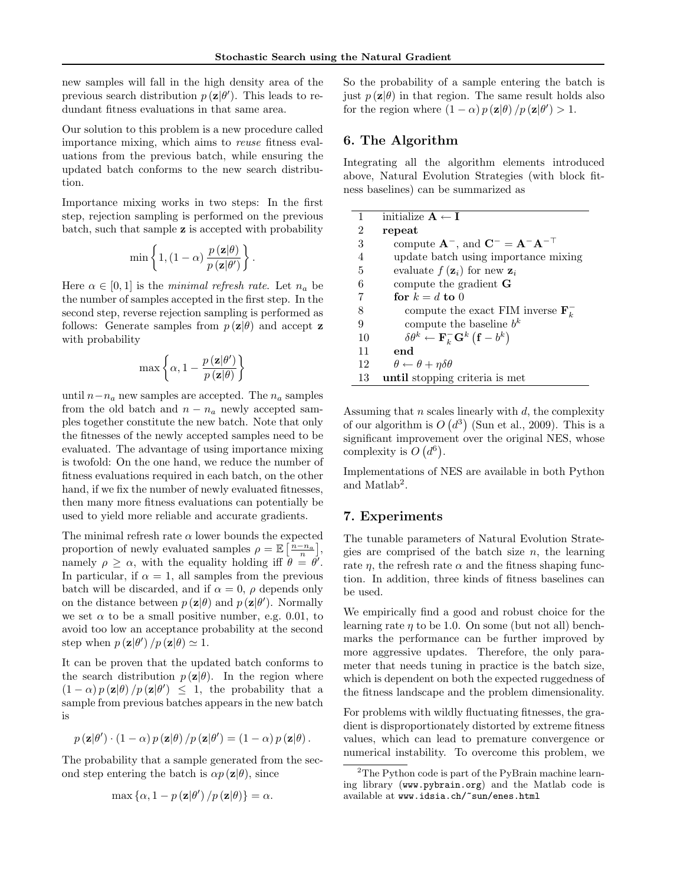new samples will fall in the high density area of the previous search distribution $p(\mathbf{z}|\theta')$. This leads to redundant fitness evaluations in that same area.

Our solution to this problem is a new procedure called importance mixing, which aims to *reuse* fitness evaluations from the previous batch, while ensuring the updated batch conforms to the new search distribution.

Importance mixing works in two steps: In the first step, rejection sampling is performed on the previous batch, such that sample $\mathbf{z}$ is accepted with probability

$$\min\left\{1, (1-\alpha)\frac{p(\mathbf{z}|\theta)}{p(\mathbf{z}|\theta')}\right\}.$$

Here $\alpha \in [0,1]$ is the *minimal refresh rate*. Let $n_a$ be the number of samples accepted in the first step. In the second step, reverse rejection sampling is performed as follows: Generate samples from $p(\mathbf{z}|\theta)$ and accept $\mathbf{z}$ with probability

$$\max\left\{\alpha, 1-\frac{p(\mathbf{z}|\theta')}{p(\mathbf{z}|\theta)}\right\}$$

until $n - n_a$ new samples are accepted. The $n_a$ samples from the old batch and $n - n_a$ newly accepted samples together constitute the new batch. Note that only the fitnesses of the newly accepted samples need to be evaluated. The advantage of using importance mixing is twofold: On the one hand, we reduce the number of fitness evaluations required in each batch, on the other hand, if we fix the number of newly evaluated fitnesses, then many more fitness evaluations can potentially be used to yield more reliable and accurate gradients.

The minimal refresh rate $\alpha$ lower bounds the expected proportion of newly evaluated samples $\rho = \mathbb{E}\left[\frac{n-n_a}{n}\right]$, namely $\rho \geq \alpha$, with the equality holding iff $\theta = \theta'$. In particular, if $\alpha = 1$, all samples from the previous batch will be discarded, and if $\alpha = 0$, $\rho$ depends only on the distance between $p(\mathbf{z}|\theta)$ and $p(\mathbf{z}|\theta')$. Normally we set $\alpha$ to be a small positive number, e.g. 0.01, to avoid too low an acceptance probability at the second step when $p(\mathbf{z}|\theta')/p(\mathbf{z}|\theta) \simeq 1$.

It can be proven that the updated batch conforms to the search distribution $p(\mathbf{z}|\theta)$. In the region where $(1-\alpha)\,p(\mathbf{z}|\theta)/p(\mathbf{z}|\theta') \leq 1$, the probability that a sample from previous batches appears in the new batch is

$$p(\mathbf{z}|\theta') \cdot (1-\alpha)\,p(\mathbf{z}|\theta)/p(\mathbf{z}|\theta') = (1-\alpha)\,p(\mathbf{z}|\theta).$$

The probability that a sample generated from the second step entering the batch is $\alpha p(\mathbf{z}|\theta)$, since

$$\max\left\{\alpha, 1 - p(\mathbf{z}|\theta')/p(\mathbf{z}|\theta)\right\} = \alpha.$$

So the probability of a sample entering the batch is just $p(\mathbf{z}|\theta)$ in that region. The same result holds also for the region where $(1-\alpha)\,p(\mathbf{z}|\theta)/p(\mathbf{z}|\theta') > 1$.

## 6. The Algorithm

Integrating all the algorithm elements introduced above, Natural Evolution Strategies (with block fitness baselines) can be summarized as

| | |
|---|---|
| 1 | initialize $\mathbf{A} \leftarrow \mathbf{I}$ |
| 2 | **repeat** |
| 3 | compute $\mathbf{A}^{-}$, and $\mathbf{C}^{-} = \mathbf{A}^{-}\mathbf{A}^{-\top}$ |
| 4 | update batch using importance mixing |
| 5 | evaluate $f(\mathbf{z}_i)$ for new $\mathbf{z}_i$ |
| 6 | compute the gradient $\mathbf{G}$ |
| 7 | **for** $k = d$ **to** 0 |
| 8 | compute the exact FIM inverse $\mathbf{F}_k^{-}$ |
| 9 | compute the baseline $b^k$ |
| 10 | $\delta\theta^k \leftarrow \mathbf{F}_k^{-}\mathbf{G}^k\left(\mathbf{f} - b^k\right)$ |
| 11 | **end** |
| 12 | $\theta \leftarrow \theta + \eta\delta\theta$ |
| 13 | **until** stopping criteria is met |

Assuming that $n$ scales linearly with $d$, the complexity of our algorithm is $O\left(d^3\right)$ (Sun et al., 2009). This is a significant improvement over the original NES, whose complexity is $O\left(d^6\right)$.

Implementations of NES are available in both Python and Matlab[2].

## 7. Experiments

The tunable parameters of Natural Evolution Strategies are comprised of the batch size $n$, the learning rate $\eta$, the refresh rate $\alpha$ and the fitness shaping function. In addition, three kinds of fitness baselines can be used.

We empirically find a good and robust choice for the learning rate $\eta$ to be 1.0. On some (but not all) benchmarks the performance can be further improved by more aggressive updates. Therefore, the only parameter that needs tuning in practice is the batch size, which is dependent on both the expected ruggedness of the fitness landscape and the problem dimensionality.

For problems with wildly fluctuating fitnesses, the gradient is disproportionately distorted by extreme fitness values, which can lead to premature convergence or numerical instability. To overcome this problem, we

[2] The Python code is part of the PyBrain machine learning library (www.pybrain.org) and the Matlab code is available at www.idsia.ch/~sun/enes.html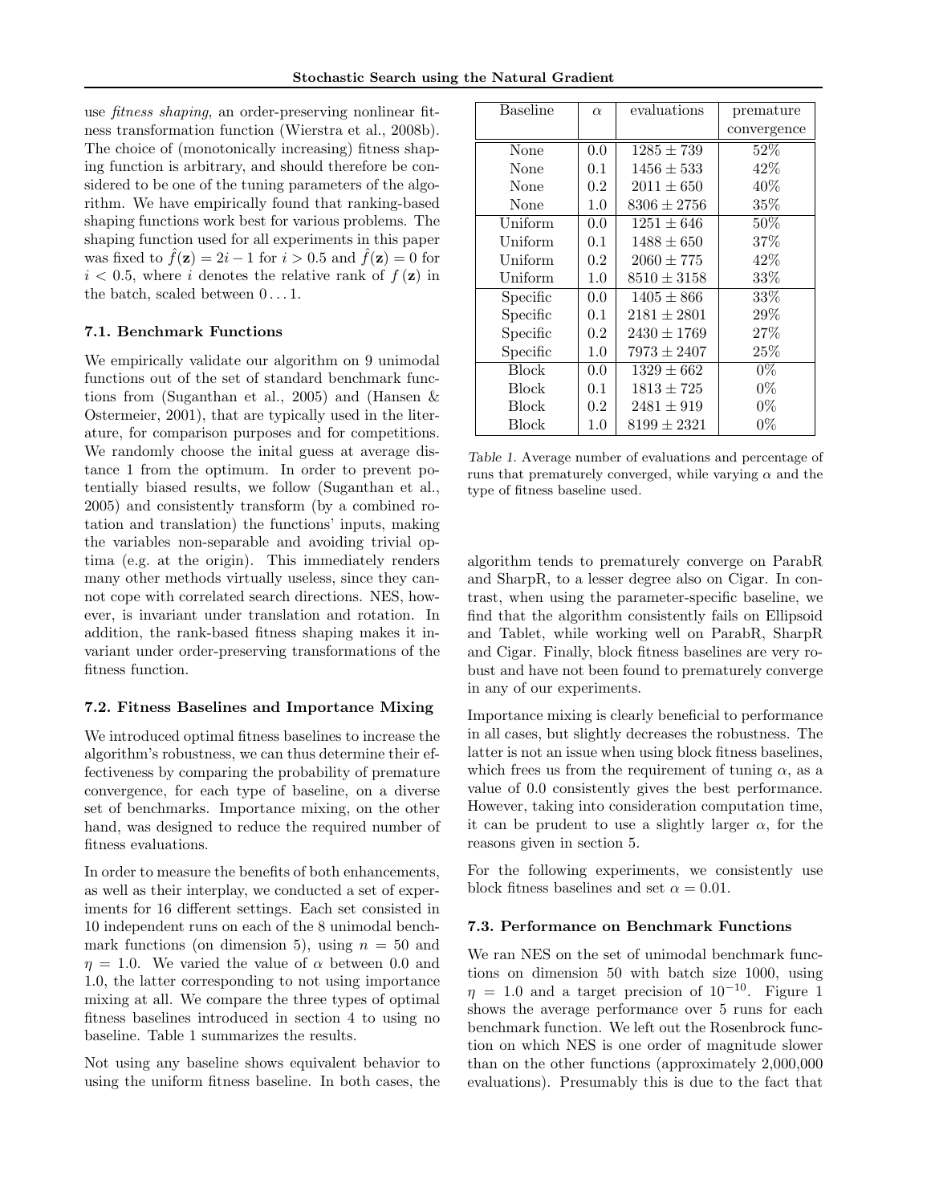use *fitness shaping*, an order-preserving nonlinear fitness transformation function (Wierstra et al., 2008b). The choice of (monotonically increasing) fitness shaping function is arbitrary, and should therefore be considered to be one of the tuning parameters of the algorithm. We have empirically found that ranking-based shaping functions work best for various problems. The shaping function used for all experiments in this paper was fixed to $\hat{f}(\mathbf{z}) = 2i - 1$ for $i > 0.5$ and $\hat{f}(\mathbf{z}) = 0$ for $i < 0.5$, where $i$ denotes the relative rank of $f(\mathbf{z})$ in the batch, scaled between $0 \ldots 1$.

### 7.1. Benchmark Functions

We empirically validate our algorithm on 9 unimodal functions out of the set of standard benchmark functions from (Suganthan et al., 2005) and (Hansen & Ostermeier, 2001), that are typically used in the literature, for comparison purposes and for competitions. We randomly choose the inital guess at average distance 1 from the optimum. In order to prevent potentially biased results, we follow (Suganthan et al., 2005) and consistently transform (by a combined rotation and translation) the functions' inputs, making the variables non-separable and avoiding trivial optima (e.g. at the origin). This immediately renders many other methods virtually useless, since they cannot cope with correlated search directions. NES, however, is invariant under translation and rotation. In addition, the rank-based fitness shaping makes it invariant under order-preserving transformations of the fitness function.

### 7.2. Fitness Baselines and Importance Mixing

We introduced optimal fitness baselines to increase the algorithm's robustness, we can thus determine their effectiveness by comparing the probability of premature convergence, for each type of baseline, on a diverse set of benchmarks. Importance mixing, on the other hand, was designed to reduce the required number of fitness evaluations.

In order to measure the benefits of both enhancements, as well as their interplay, we conducted a set of experiments for 16 different settings. Each set consisted in 10 independent runs on each of the 8 unimodal benchmark functions (on dimension 5), using $n = 50$ and $\eta = 1.0$. We varied the value of $\alpha$ between 0.0 and 1.0, the latter corresponding to not using importance mixing at all. We compare the three types of optimal fitness baselines introduced in section 4 to using no baseline. Table 1 summarizes the results.

| Baseline | $\alpha$ | evaluations | premature convergence |
|---|---|---|---|
| None | 0.0 | $1285 \pm 739$ | 52% |
| None | 0.1 | $1456 \pm 533$ | 42% |
| None | 0.2 | $2011 \pm 650$ | 40% |
| None | 1.0 | $8306 \pm 2756$ | 35% |
| Uniform | 0.0 | $1251 \pm 646$ | 50% |
| Uniform | 0.1 | $1488 \pm 650$ | 37% |
| Uniform | 0.2 | $2060 \pm 775$ | 42% |
| Uniform | 1.0 | $8510 \pm 3158$ | 33% |
| Specific | 0.0 | $1405 \pm 866$ | 33% |
| Specific | 0.1 | $2181 \pm 2801$ | 29% |
| Specific | 0.2 | $2430 \pm 1769$ | 27% |
| Specific | 1.0 | $7973 \pm 2407$ | 25% |
| Block | 0.0 | $1329 \pm 662$ | 0% |
| Block | 0.1 | $1813 \pm 725$ | 0% |
| Block | 0.2 | $2481 \pm 919$ | 0% |
| Block | 1.0 | $8199 \pm 2321$ | 0% |

*Table 1.* Average number of evaluations and percentage of runs that prematurely converged, while varying $\alpha$ and the type of fitness baseline used.

Not using any baseline shows equivalent behavior to using the uniform fitness baseline. In both cases, the algorithm tends to prematurely converge on ParabR and SharpR, to a lesser degree also on Cigar. In contrast, when using the parameter-specific baseline, we find that the algorithm consistently fails on Ellipsoid and Tablet, while working well on ParabR, SharpR and Cigar. Finally, block fitness baselines are very robust and have not been found to prematurely converge in any of our experiments.

Importance mixing is clearly beneficial to performance in all cases, but slightly decreases the robustness. The latter is not an issue when using block fitness baselines, which frees us from the requirement of tuning $\alpha$, as a value of 0.0 consistently gives the best performance. However, taking into consideration computation time, it can be prudent to use a slightly larger $\alpha$, for the reasons given in section 5.

For the following experiments, we consistently use block fitness baselines and set $\alpha = 0.01$.

### 7.3. Performance on Benchmark Functions

We ran NES on the set of unimodal benchmark functions on dimension 50 with batch size 1000, using $\eta = 1.0$ and a target precision of $10^{-10}$. Figure 1 shows the average performance over 5 runs for each benchmark function. We left out the Rosenbrock function on which NES is one order of magnitude slower than on the other functions (approximately 2,000,000 evaluations). Presumably this is due to the fact that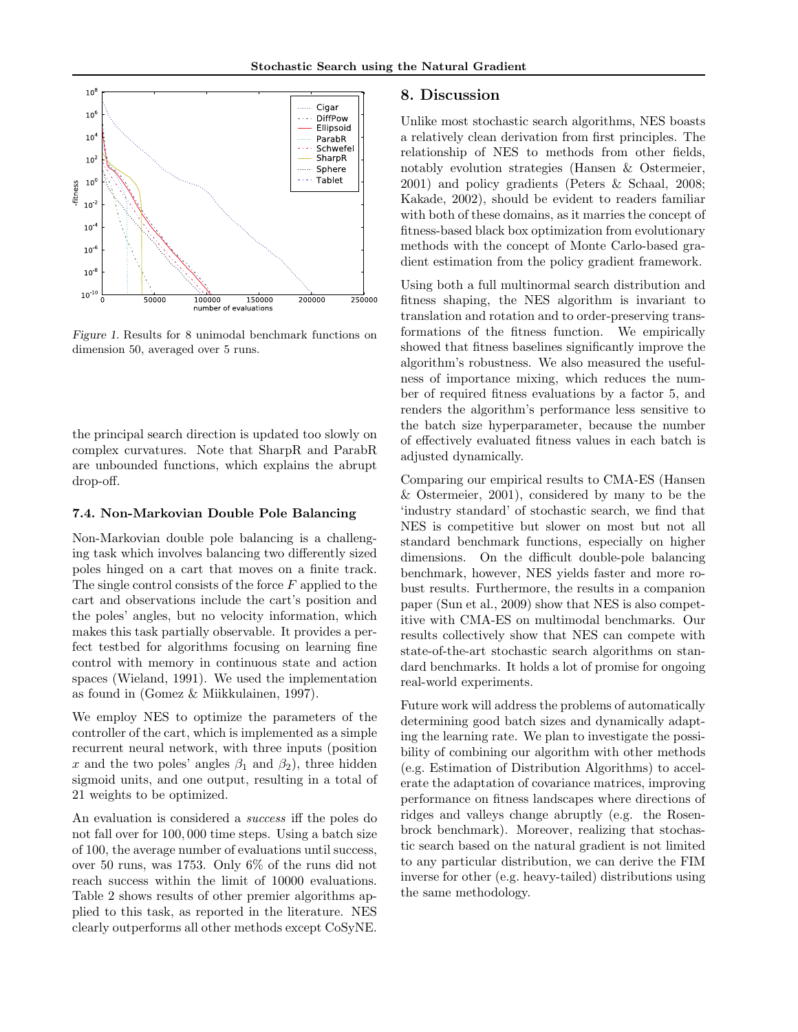Figure 1. Results for 8 unimodal benchmark functions on dimension 50, averaged over 5 runs.

the principal search direction is updated too slowly on complex curvatures. Note that SharpR and ParabR are unbounded functions, which explains the abrupt drop-off.

### 7.4. Non-Markovian Double Pole Balancing

Non-Markovian double pole balancing is a challenging task which involves balancing two differently sized poles hinged on a cart that moves on a finite track. The single control consists of the force $F$ applied to the cart and observations include the cart's position and the poles' angles, but no velocity information, which makes this task partially observable. It provides a perfect testbed for algorithms focusing on learning fine control with memory in continuous state and action spaces (Wieland, 1991). We used the implementation as found in (Gomez & Miikkulainen, 1997).

We employ NES to optimize the parameters of the controller of the cart, which is implemented as a simple recurrent neural network, with three inputs (position $x$ and the two poles' angles $\beta_1$ and $\beta_2$), three hidden sigmoid units, and one output, resulting in a total of 21 weights to be optimized.

An evaluation is considered a *success* iff the poles do not fall over for 100,000 time steps. Using a batch size of 100, the average number of evaluations until success, over 50 runs, was 1753. Only 6% of the runs did not reach success within the limit of 10000 evaluations. Table 2 shows results of other premier algorithms applied to this task, as reported in the literature. NES clearly outperforms all other methods except CoSyNE.

## 8. Discussion

Unlike most stochastic search algorithms, NES boasts a relatively clean derivation from first principles. The relationship of NES to methods from other fields, notably evolution strategies (Hansen & Ostermeier, 2001) and policy gradients (Peters & Schaal, 2008; Kakade, 2002), should be evident to readers familiar with both of these domains, as it marries the concept of fitness-based black box optimization from evolutionary methods with the concept of Monte Carlo-based gradient estimation from the policy gradient framework.

Using both a full multinormal search distribution and fitness shaping, the NES algorithm is invariant to translation and rotation and to order-preserving transformations of the fitness function. We empirically showed that fitness baselines significantly improve the algorithm's robustness. We also measured the usefulness of importance mixing, which reduces the number of required fitness evaluations by a factor 5, and renders the algorithm's performance less sensitive to the batch size hyperparameter, because the number of effectively evaluated fitness values in each batch is adjusted dynamically.

Comparing our empirical results to CMA-ES (Hansen & Ostermeier, 2001), considered by many to be the 'industry standard' of stochastic search, we find that NES is competitive but slower on most but not all standard benchmark functions, especially on higher dimensions. On the difficult double-pole balancing benchmark, however, NES yields faster and more robust results. Furthermore, the results in a companion paper (Sun et al., 2009) show that NES is also competitive with CMA-ES on multimodal benchmarks. Our results collectively show that NES can compete with state-of-the-art stochastic search algorithms on standard benchmarks. It holds a lot of promise for ongoing real-world experiments.

Future work will address the problems of automatically determining good batch sizes and dynamically adapting the learning rate. We plan to investigate the possibility of combining our algorithm with other methods (e.g. Estimation of Distribution Algorithms) to accelerate the adaptation of covariance matrices, improving performance on fitness landscapes where directions of ridges and valleys change abruptly (e.g. the Rosenbrock benchmark). Moreover, realizing that stochastic search based on the natural gradient is not limited to any particular distribution, we can derive the FIM inverse for other (e.g. heavy-tailed) distributions using the same methodology.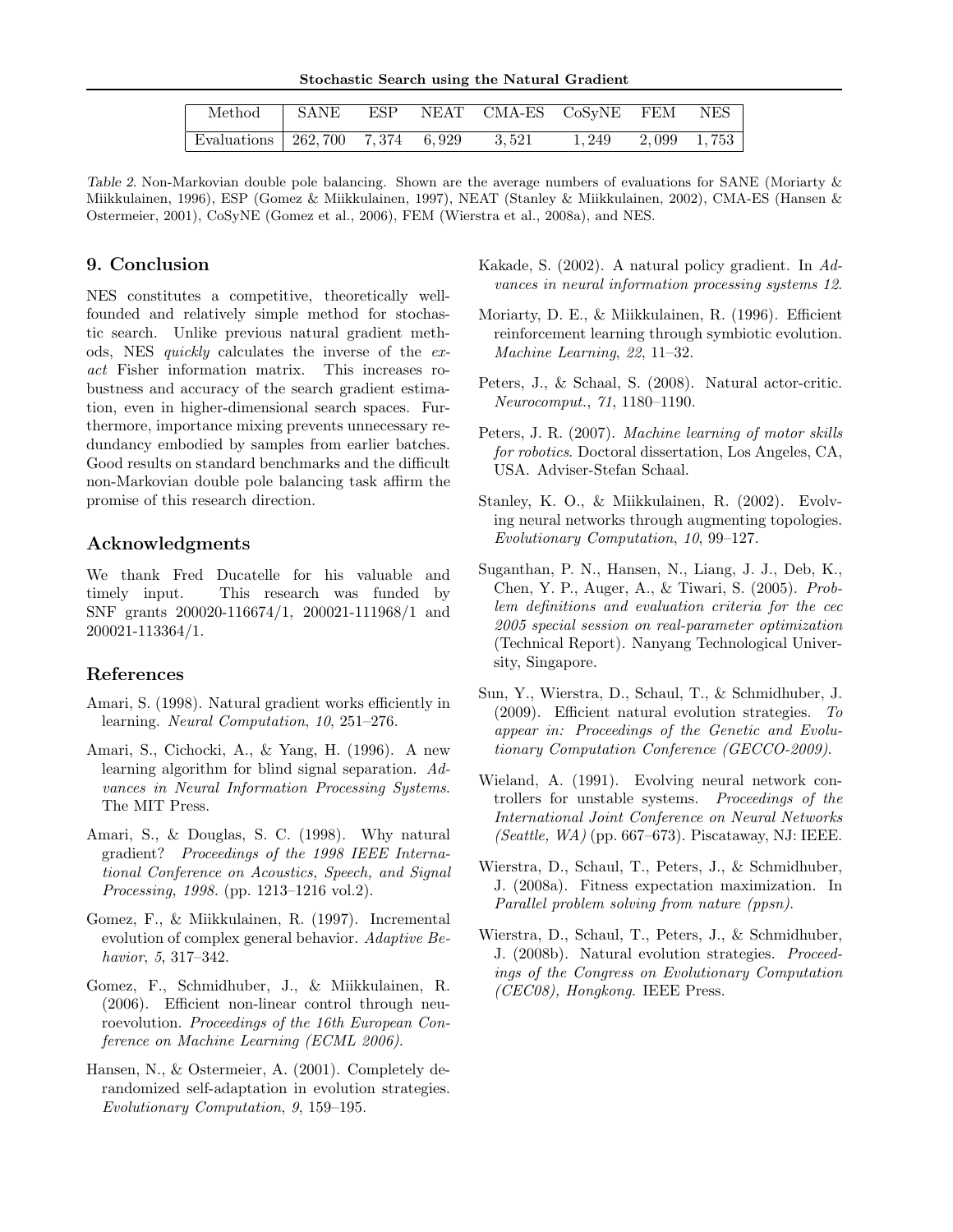| Method | SANE | ESP | NEAT | CMA-ES | CoSyNE | FEM | NES |
|---|---|---|---|---|---|---|---|
| Evaluations | 262,700 | 7,374 | 6,929 | 3,521 | 1,249 | 2,099 | 1,753 |

*Table 2.* Non-Markovian double pole balancing. Shown are the average numbers of evaluations for SANE (Moriarty & Miikkulainen, 1996), ESP (Gomez & Miikkulainen, 1997), NEAT (Stanley & Miikkulainen, 2002), CMA-ES (Hansen & Ostermeier, 2001), CoSyNE (Gomez et al., 2006), FEM (Wierstra et al., 2008a), and NES.

## 9. Conclusion

NES constitutes a competitive, theoretically well-founded and relatively simple method for stochastic search. Unlike previous natural gradient methods, NES *quickly* calculates the inverse of the *exact* Fisher information matrix. This increases robustness and accuracy of the search gradient estimation, even in higher-dimensional search spaces. Furthermore, importance mixing prevents unnecessary redundancy embodied by samples from earlier batches. Good results on standard benchmarks and the difficult non-Markovian double pole balancing task affirm the promise of this research direction.

## Acknowledgments

We thank Fred Ducatelle for his valuable and timely input. This research was funded by SNF grants 200020-116674/1, 200021-111968/1 and 200021-113364/1.

## References

Amari, S. (1998). Natural gradient works efficiently in learning. *Neural Computation*, *10*, 251–276.

Amari, S., Cichocki, A., & Yang, H. (1996). A new learning algorithm for blind signal separation. *Advances in Neural Information Processing Systems*. The MIT Press.

Amari, S., & Douglas, S. C. (1998). Why natural gradient? *Proceedings of the 1998 IEEE International Conference on Acoustics, Speech, and Signal Processing, 1998.* (pp. 1213–1216 vol.2).

Gomez, F., & Miikkulainen, R. (1997). Incremental evolution of complex general behavior. *Adaptive Behavior*, *5*, 317–342.

Gomez, F., Schmidhuber, J., & Miikkulainen, R. (2006). Efficient non-linear control through neuroevolution. *Proceedings of the 16th European Conference on Machine Learning (ECML 2006).*

Hansen, N., & Ostermeier, A. (2001). Completely derandomized self-adaptation in evolution strategies. *Evolutionary Computation*, *9*, 159–195.

Kakade, S. (2002). A natural policy gradient. In *Advances in neural information processing systems 12*.

Moriarty, D. E., & Miikkulainen, R. (1996). Efficient reinforcement learning through symbiotic evolution. *Machine Learning*, *22*, 11–32.

Peters, J., & Schaal, S. (2008). Natural actor-critic. *Neurocomput.*, *71*, 1180–1190.

Peters, J. R. (2007). *Machine learning of motor skills for robotics*. Doctoral dissertation, Los Angeles, CA, USA. Adviser-Stefan Schaal.

Stanley, K. O., & Miikkulainen, R. (2002). Evolving neural networks through augmenting topologies. *Evolutionary Computation*, *10*, 99–127.

Suganthan, P. N., Hansen, N., Liang, J. J., Deb, K., Chen, Y. P., Auger, A., & Tiwari, S. (2005). *Problem definitions and evaluation criteria for the cec 2005 special session on real-parameter optimization* (Technical Report). Nanyang Technological University, Singapore.

Sun, Y., Wierstra, D., Schaul, T., & Schmidhuber, J. (2009). Efficient natural evolution strategies. *To appear in: Proceedings of the Genetic and Evolutionary Computation Conference (GECCO-2009).*

Wieland, A. (1991). Evolving neural network controllers for unstable systems. *Proceedings of the International Joint Conference on Neural Networks (Seattle, WA)* (pp. 667–673). Piscataway, NJ: IEEE.

Wierstra, D., Schaul, T., Peters, J., & Schmidhuber, J. (2008a). Fitness expectation maximization. In *Parallel problem solving from nature (ppsn)*.

Wierstra, D., Schaul, T., Peters, J., & Schmidhuber, J. (2008b). Natural evolution strategies. *Proceedings of the Congress on Evolutionary Computation (CEC08), Hongkong*. IEEE Press.